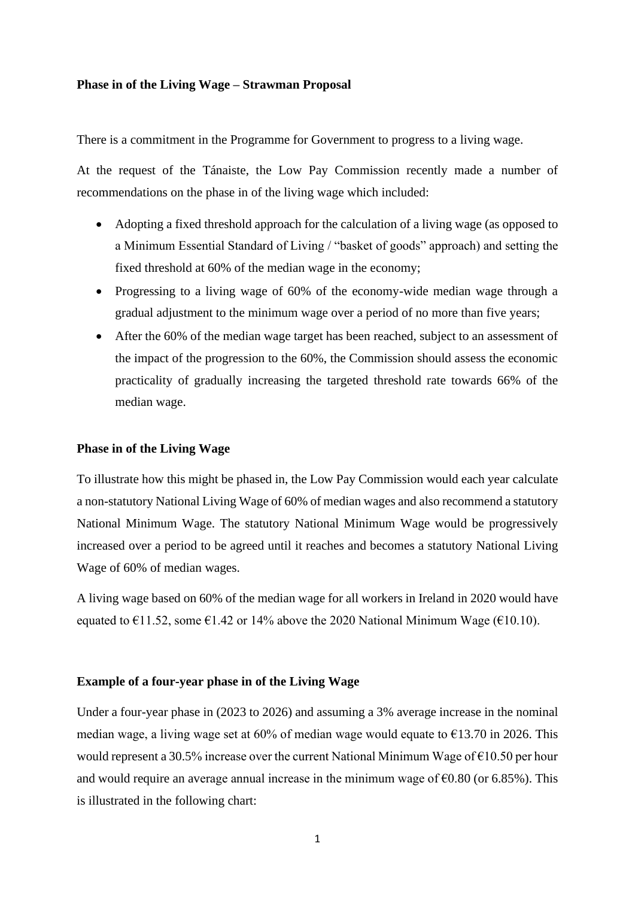**Phase in of the Living Wage – Strawman Proposal**

There is a commitment in the Programme for Government to progress to a living wage.

At the request of the Tánaiste, the Low Pay Commission recently made a number of recommendations on the phase in of the living wage which included:

- Adopting a fixed threshold approach for the calculation of a living wage (as opposed to a Minimum Essential Standard of Living / "basket of goods" approach) and setting the fixed threshold at 60% of the median wage in the economy;
- Progressing to a living wage of 60% of the economy-wide median wage through a gradual adjustment to the minimum wage over a period of no more than five years;
- After the 60% of the median wage target has been reached, subject to an assessment of the impact of the progression to the 60%, the Commission should assess the economic practicality of gradually increasing the targeted threshold rate towards 66% of the median wage.

**Phase in of the Living Wage**

To illustrate how this might be phased in, the Low Pay Commission would each year calculate a non-statutory National Living Wage of 60% of median wages and also recommend a statutory National Minimum Wage. The statutory National Minimum Wage would be progressively increased over a period to be agreed until it reaches and becomes a statutory National Living Wage of 60% of median wages.

A living wage based on 60% of the median wage for all workers in Ireland in 2020 would have equated to €11.52, some €1.42 or 14% above the 2020 National Minimum Wage (€10.10).

**Example of a four-year phase in of the Living Wage**

Under a four-year phase in (2023 to 2026) and assuming a 3% average increase in the nominal median wage, a living wage set at 60% of median wage would equate to €13.70 in 2026. This would represent a 30.5% increase over the current National Minimum Wage of €10.50 per hour and would require an average annual increase in the minimum wage of €0.80 (or 6.85%). This is illustrated in the following chart: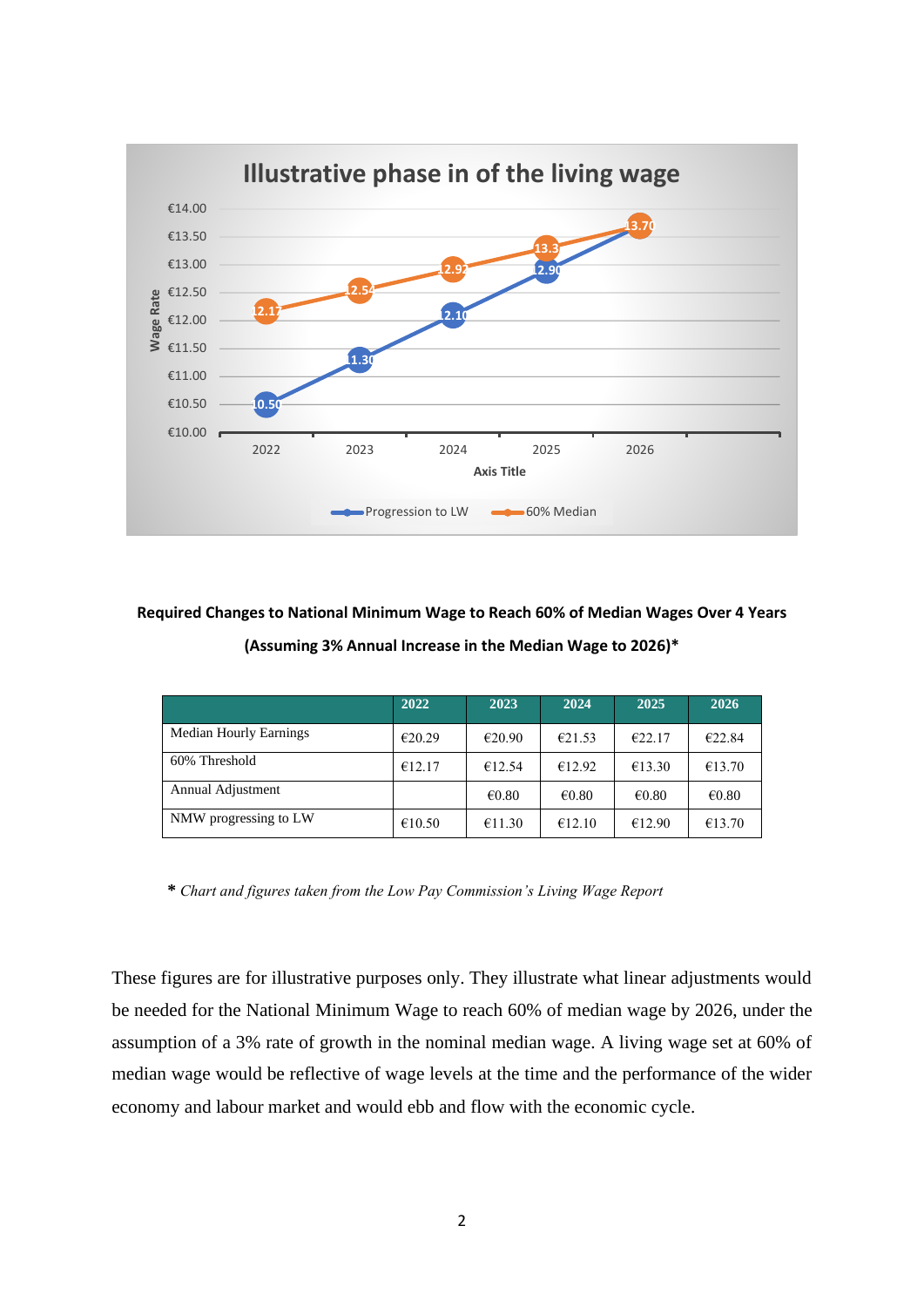**Illustrative phase in of the living wage**

**Required Changes to National Minimum Wage to Reach 60% of Median Wages Over 4 Years**

**(Assuming 3% Annual Increase in the Median Wage to 2026)***

| | 2022 | 2023 | 2024 | 2025 | 2026 |
|---|---|---|---|---|---|
| Median Hourly Earnings | €20.29 | €20.90 | €21.53 | €22.17 | €22.84 |
| 60% Threshold | €12.17 | €12.54 | €12.92 | €13.30 | €13.70 |
| Annual Adjustment | | €0.80 | €0.80 | €0.80 | €0.80 |
| NMW progressing to LW | €10.50 | €11.30 | €12.10 | €12.90 | €13.70 |

**\*** *Chart and figures taken from the Low Pay Commission's Living Wage Report*

These figures are for illustrative purposes only. They illustrate what linear adjustments would be needed for the National Minimum Wage to reach 60% of median wage by 2026, under the assumption of a 3% rate of growth in the nominal median wage. A living wage set at 60% of median wage would be reflective of wage levels at the time and the performance of the wider economy and labour market and would ebb and flow with the economic cycle.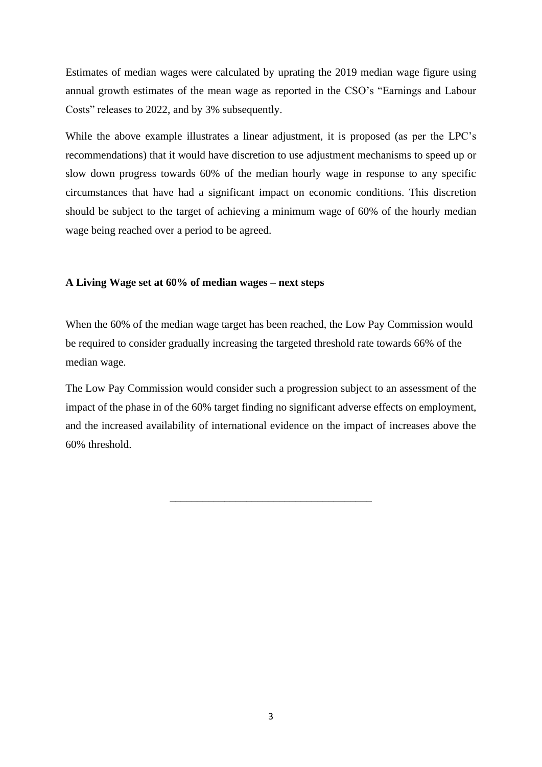Estimates of median wages were calculated by uprating the 2019 median wage figure using annual growth estimates of the mean wage as reported in the CSO's "Earnings and Labour Costs" releases to 2022, and by 3% subsequently.

While the above example illustrates a linear adjustment, it is proposed (as per the LPC's recommendations) that it would have discretion to use adjustment mechanisms to speed up or slow down progress towards 60% of the median hourly wage in response to any specific circumstances that have had a significant impact on economic conditions. This discretion should be subject to the target of achieving a minimum wage of 60% of the hourly median wage being reached over a period to be agreed.

**A Living Wage set at 60% of median wages – next steps**

When the 60% of the median wage target has been reached, the Low Pay Commission would be required to consider gradually increasing the targeted threshold rate towards 66% of the median wage.

The Low Pay Commission would consider such a progression subject to an assessment of the impact of the phase in of the 60% target finding no significant adverse effects on employment, and the increased availability of international evidence on the impact of increases above the 60% threshold.

---